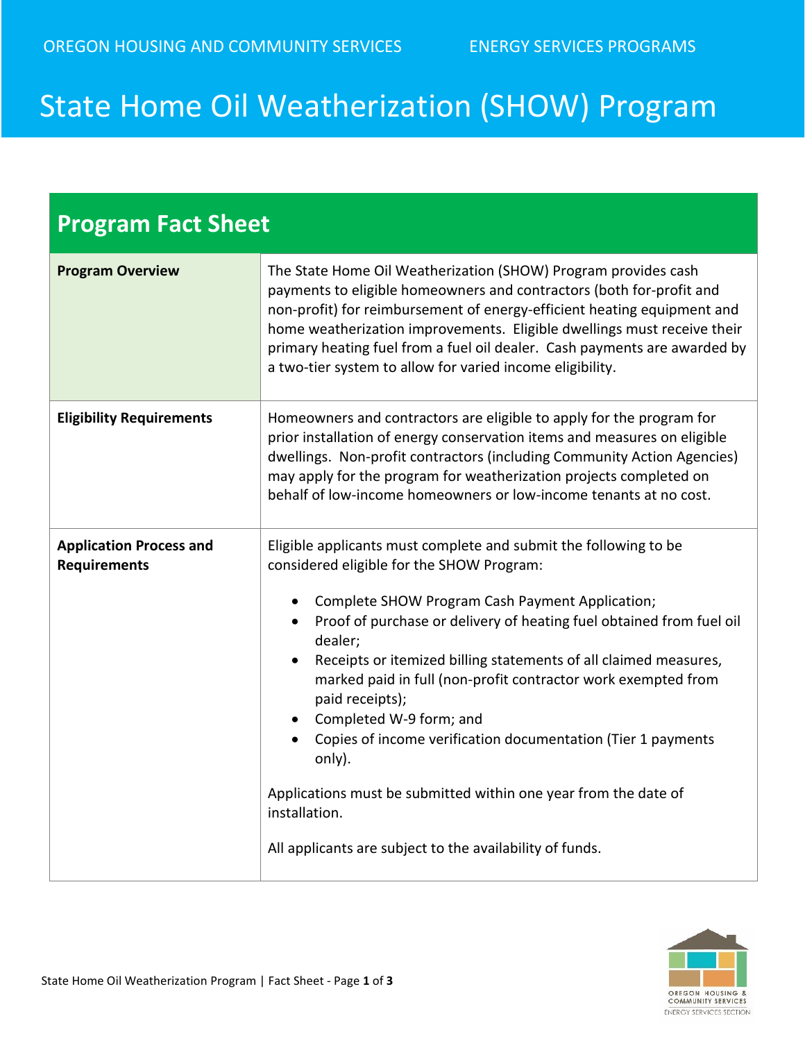OREGON HOUSING AND COMMUNITY SERVICES ENERGY SERVICES PROGRAMS

# State Home Oil Weatherization (SHOW) Program

## Program Fact Sheet

| | |
|---|---|
| **Program Overview** | The State Home Oil Weatherization (SHOW) Program provides cash payments to eligible homeowners and contractors (both for-profit and non-profit) for reimbursement of energy-efficient heating equipment and home weatherization improvements. Eligible dwellings must receive their primary heating fuel from a fuel oil dealer. Cash payments are awarded by a two-tier system to allow for varied income eligibility. |
| **Eligibility Requirements** | Homeowners and contractors are eligible to apply for the program for prior installation of energy conservation items and measures on eligible dwellings. Non-profit contractors (including Community Action Agencies) may apply for the program for weatherization projects completed on behalf of low-income homeowners or low-income tenants at no cost. |
| **Application Process and Requirements** | Eligible applicants must complete and submit the following to be considered eligible for the SHOW Program:<br><br>• Complete SHOW Program Cash Payment Application;<br>• Proof of purchase or delivery of heating fuel obtained from fuel oil dealer;<br>• Receipts or itemized billing statements of all claimed measures, marked paid in full (non-profit contractor work exempted from paid receipts);<br>• Completed W-9 form; and<br>• Copies of income verification documentation (Tier 1 payments only).<br><br>Applications must be submitted within one year from the date of installation.<br><br>All applicants are subject to the availability of funds. |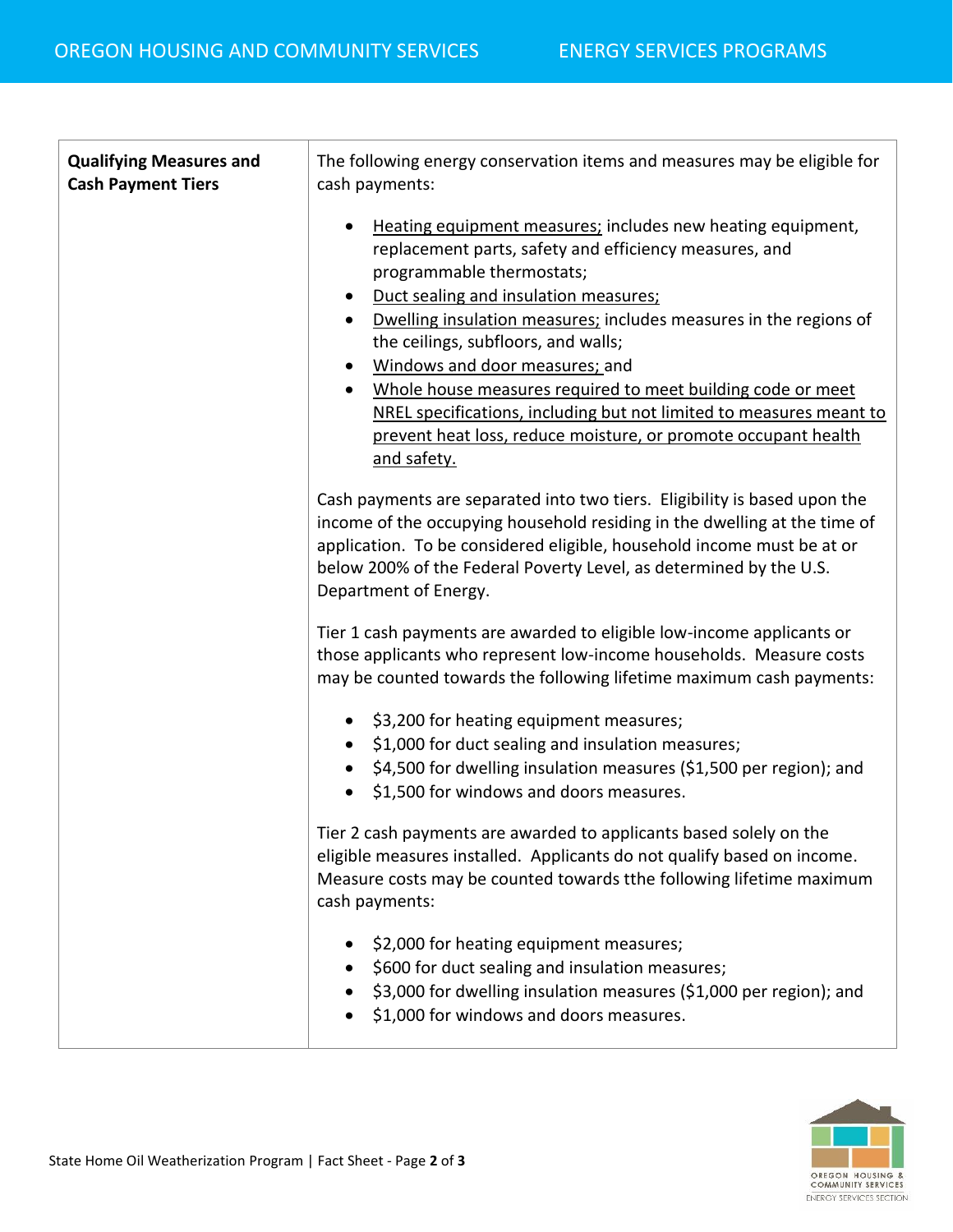| Qualifying Measures and Cash Payment Tiers | The following energy conservation items and measures may be eligible for cash payments:<br><br>• <u>Heating equipment measures;</u> includes new heating equipment, replacement parts, safety and efficiency measures, and programmable thermostats;<br>• <u>Duct sealing and insulation measures;</u><br>• <u>Dwelling insulation measures;</u> includes measures in the regions of the ceilings, subfloors, and walls;<br>• <u>Windows and door measures;</u> and<br>• <u>Whole house measures required to meet building code or meet NREL specifications, including but not limited to measures meant to prevent heat loss, reduce moisture, or promote occupant health and safety.</u><br><br>Cash payments are separated into two tiers. Eligibility is based upon the income of the occupying household residing in the dwelling at the time of application. To be considered eligible, household income must be at or below 200% of the Federal Poverty Level, as determined by the U.S. Department of Energy.<br><br>Tier 1 cash payments are awarded to eligible low-income applicants or those applicants who represent low-income households. Measure costs may be counted towards the following lifetime maximum cash payments:<br><br>• $3,200 for heating equipment measures;<br>• $1,000 for duct sealing and insulation measures;<br>• $4,500 for dwelling insulation measures ($1,500 per region); and<br>• $1,500 for windows and doors measures.<br><br>Tier 2 cash payments are awarded to applicants based solely on the eligible measures installed. Applicants do not qualify based on income. Measure costs may be counted towards tthe following lifetime maximum cash payments:<br><br>• $2,000 for heating equipment measures;<br>• $600 for duct sealing and insulation measures;<br>• $3,000 for dwelling insulation measures ($1,000 per region); and<br>• $1,000 for windows and doors measures. |
|---|---|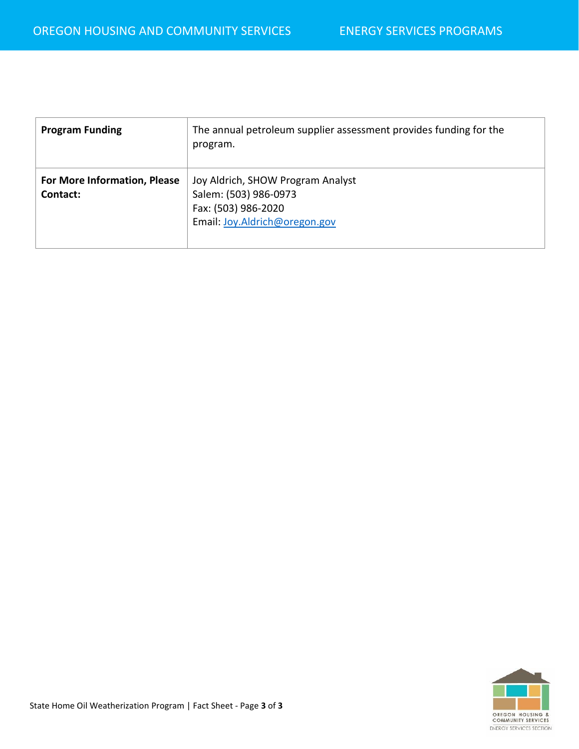| | |
|---|---|
| **Program Funding** | The annual petroleum supplier assessment provides funding for the program. |
| **For More Information, Please Contact:** | Joy Aldrich, SHOW Program Analyst<br>Salem: (503) 986-0973<br>Fax: (503) 986-2020<br>Email: Joy.Aldrich@oregon.gov |